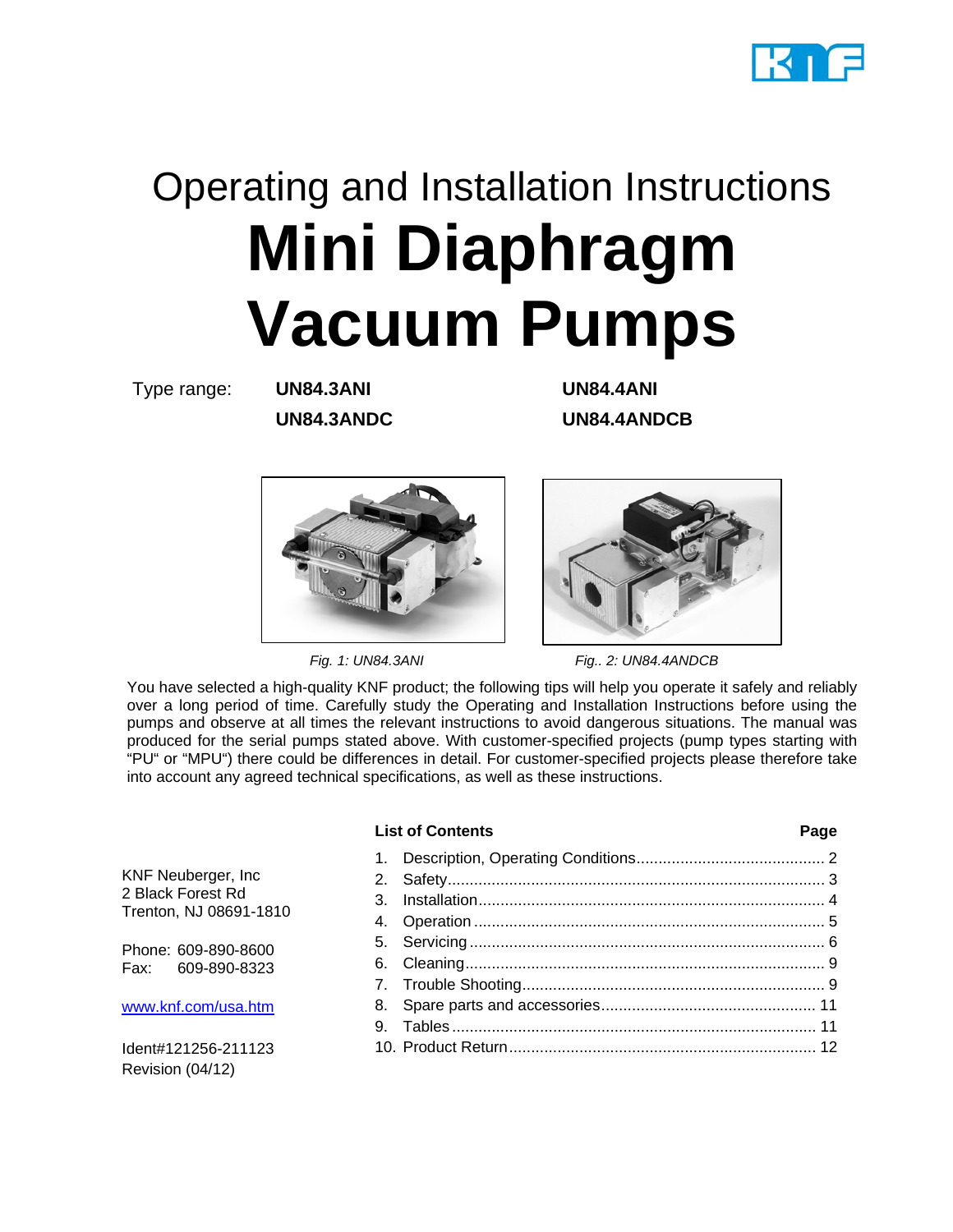# Operating and Installation Instructions

# Mini Diaphragm Vacuum Pumps

Type range: **UN84.3ANI** **UN84.4ANI**
**UN84.3ANDC** **UN84.4ANDCB**

*Fig. 1: UN84.3ANI*

*Fig.. 2: UN84.4ANDCB*

You have selected a high-quality KNF product; the following tips will help you operate it safely and reliably over a long period of time. Carefully study the Operating and Installation Instructions before using the pumps and observe at all times the relevant instructions to avoid dangerous situations. The manual was produced for the serial pumps stated above. With customer-specified projects (pump types starting with "PU" or "MPU") there could be differences in detail. For customer-specified projects please therefore take into account any agreed technical specifications, as well as these instructions.

KNF Neuberger, Inc
2 Black Forest Rd
Trenton, NJ 08691-1810

Phone: 609-890-8600
Fax: 609-890-8323

www.knf.com/usa.htm

Ident#121256-211123
Revision (04/12)

| **List of Contents** | **Page** |
|---|---|
| 1. Description, Operating Conditions | 2 |
| 2. Safety | 3 |
| 3. Installation | 4 |
| 4. Operation | 5 |
| 5. Servicing | 6 |
| 6. Cleaning | 9 |
| 7. Trouble Shooting | 9 |
| 8. Spare parts and accessories | 11 |
| 9. Tables | 11 |
| 10. Product Return | 12 |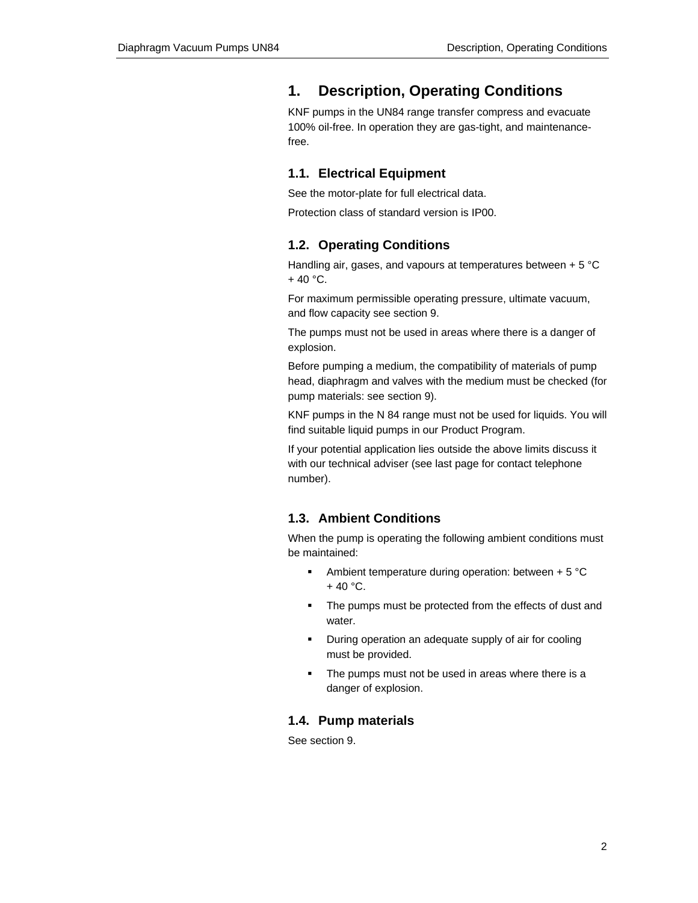# 1. Description, Operating Conditions

KNF pumps in the UN84 range transfer compress and evacuate 100% oil-free. In operation they are gas-tight, and maintenance-free.

## 1.1. Electrical Equipment

See the motor-plate for full electrical data.

Protection class of standard version is IP00.

## 1.2. Operating Conditions

Handling air, gases, and vapours at temperatures between + 5 °C + 40 °C.

For maximum permissible operating pressure, ultimate vacuum, and flow capacity see section 9.

The pumps must not be used in areas where there is a danger of explosion.

Before pumping a medium, the compatibility of materials of pump head, diaphragm and valves with the medium must be checked (for pump materials: see section 9).

KNF pumps in the N 84 range must not be used for liquids. You will find suitable liquid pumps in our Product Program.

If your potential application lies outside the above limits discuss it with our technical adviser (see last page for contact telephone number).

## 1.3. Ambient Conditions

When the pump is operating the following ambient conditions must be maintained:

- Ambient temperature during operation: between + 5 °C + 40 °C.
- The pumps must be protected from the effects of dust and water.
- During operation an adequate supply of air for cooling must be provided.
- The pumps must not be used in areas where there is a danger of explosion.

## 1.4. Pump materials

See section 9.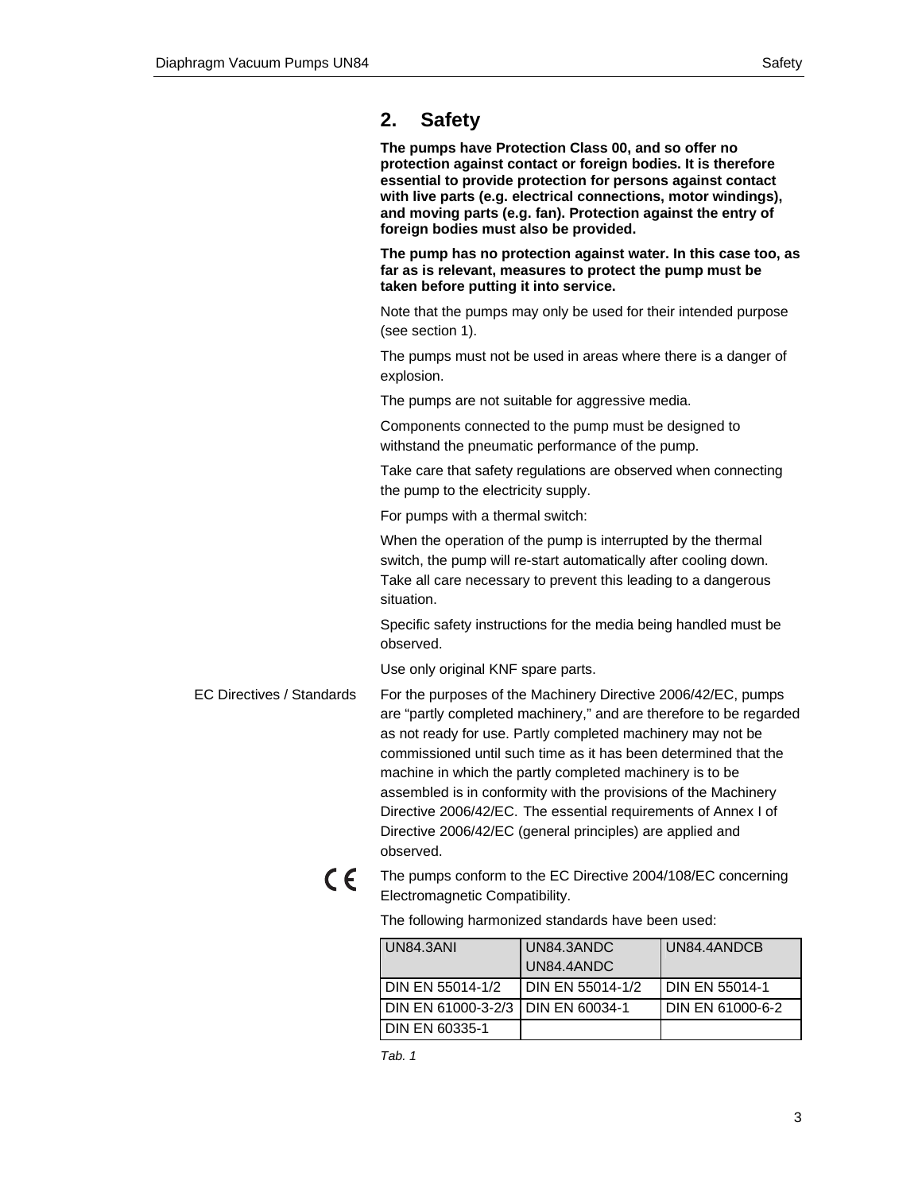## 2. Safety

**The pumps have Protection Class 00, and so offer no protection against contact or foreign bodies. It is therefore essential to provide protection for persons against contact with live parts (e.g. electrical connections, motor windings), and moving parts (e.g. fan). Protection against the entry of foreign bodies must also be provided.**

**The pump has no protection against water. In this case too, as far as is relevant, measures to protect the pump must be taken before putting it into service.**

Note that the pumps may only be used for their intended purpose (see section 1).

The pumps must not be used in areas where there is a danger of explosion.

The pumps are not suitable for aggressive media.

Components connected to the pump must be designed to withstand the pneumatic performance of the pump.

Take care that safety regulations are observed when connecting the pump to the electricity supply.

For pumps with a thermal switch:

When the operation of the pump is interrupted by the thermal switch, the pump will re-start automatically after cooling down. Take all care necessary to prevent this leading to a dangerous situation.

Specific safety instructions for the media being handled must be observed.

Use only original KNF spare parts.

EC Directives / Standards

For the purposes of the Machinery Directive 2006/42/EC, pumps are "partly completed machinery," and are therefore to be regarded as not ready for use. Partly completed machinery may not be commissioned until such time as it has been determined that the machine in which the partly completed machinery is to be assembled is in conformity with the provisions of the Machinery Directive 2006/42/EC. The essential requirements of Annex I of Directive 2006/42/EC (general principles) are applied and observed.

CE

The pumps conform to the EC Directive 2004/108/EC concerning Electromagnetic Compatibility.

The following harmonized standards have been used:

| UN84.3ANI | UN84.3ANDC UN84.4ANDC | UN84.4ANDCB |
|---|---|---|
| DIN EN 55014-1/2 | DIN EN 55014-1/2 | DIN EN 55014-1 |
| DIN EN 61000-3-2/3 | DIN EN 60034-1 | DIN EN 61000-6-2 |
| DIN EN 60335-1 | | |

*Tab. 1*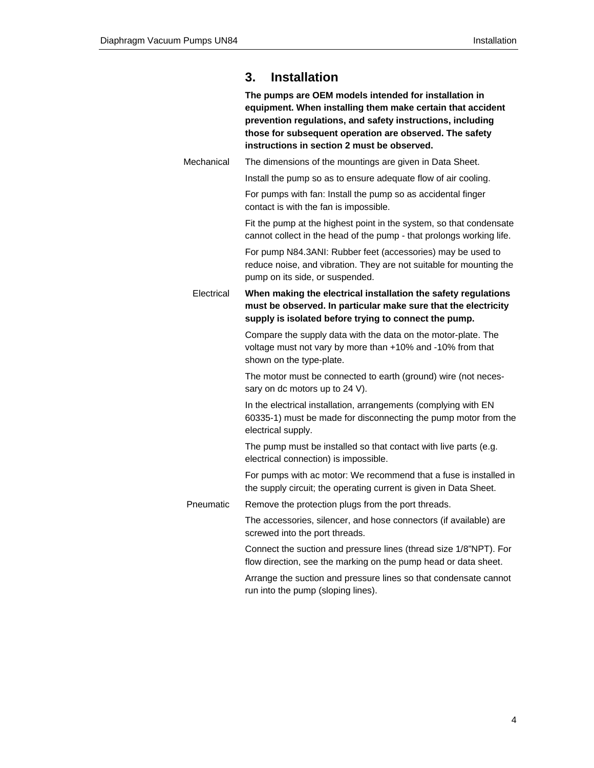# 3. Installation

**The pumps are OEM models intended for installation in equipment. When installing them make certain that accident prevention regulations, and safety instructions, including those for subsequent operation are observed. The safety instructions in section 2 must be observed.**

Mechanical

The dimensions of the mountings are given in Data Sheet.

Install the pump so as to ensure adequate flow of air cooling.

For pumps with fan: Install the pump so as accidental finger contact is with the fan is impossible.

Fit the pump at the highest point in the system, so that condensate cannot collect in the head of the pump - that prolongs working life.

For pump N84.3ANI: Rubber feet (accessories) may be used to reduce noise, and vibration. They are not suitable for mounting the pump on its side, or suspended.

Electrical

**When making the electrical installation the safety regulations must be observed. In particular make sure that the electricity supply is isolated before trying to connect the pump.**

Compare the supply data with the data on the motor-plate. The voltage must not vary by more than +10% and -10% from that shown on the type-plate.

The motor must be connected to earth (ground) wire (not necessary on dc motors up to 24 V).

In the electrical installation, arrangements (complying with EN 60335-1) must be made for disconnecting the pump motor from the electrical supply.

The pump must be installed so that contact with live parts (e.g. electrical connection) is impossible.

For pumps with ac motor: We recommend that a fuse is installed in the supply circuit; the operating current is given in Data Sheet.

Pneumatic

Remove the protection plugs from the port threads.

The accessories, silencer, and hose connectors (if available) are screwed into the port threads.

Connect the suction and pressure lines (thread size 1/8"NPT). For flow direction, see the marking on the pump head or data sheet.

Arrange the suction and pressure lines so that condensate cannot run into the pump (sloping lines).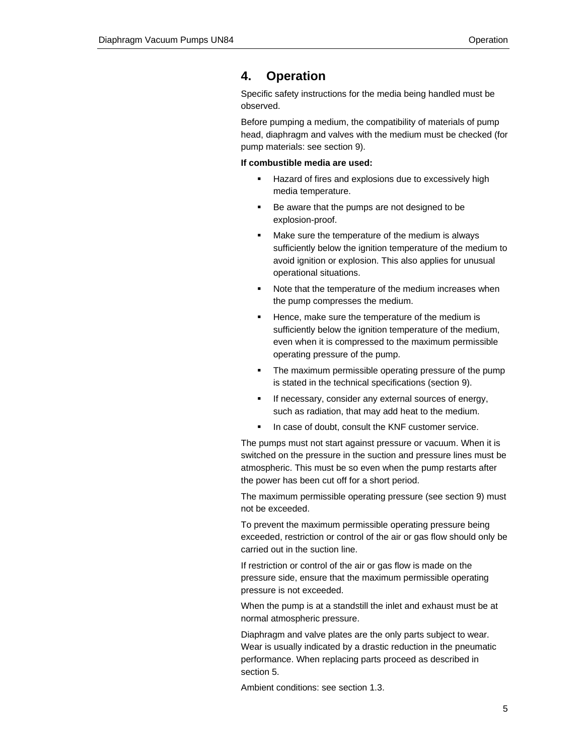# 4. Operation

Specific safety instructions for the media being handled must be observed.

Before pumping a medium, the compatibility of materials of pump head, diaphragm and valves with the medium must be checked (for pump materials: see section 9).

**If combustible media are used:**

- Hazard of fires and explosions due to excessively high media temperature.
- Be aware that the pumps are not designed to be explosion-proof.
- Make sure the temperature of the medium is always sufficiently below the ignition temperature of the medium to avoid ignition or explosion. This also applies for unusual operational situations.
- Note that the temperature of the medium increases when the pump compresses the medium.
- Hence, make sure the temperature of the medium is sufficiently below the ignition temperature of the medium, even when it is compressed to the maximum permissible operating pressure of the pump.
- The maximum permissible operating pressure of the pump is stated in the technical specifications (section 9).
- If necessary, consider any external sources of energy, such as radiation, that may add heat to the medium.
- In case of doubt, consult the KNF customer service.

The pumps must not start against pressure or vacuum. When it is switched on the pressure in the suction and pressure lines must be atmospheric. This must be so even when the pump restarts after the power has been cut off for a short period.

The maximum permissible operating pressure (see section 9) must not be exceeded.

To prevent the maximum permissible operating pressure being exceeded, restriction or control of the air or gas flow should only be carried out in the suction line.

If restriction or control of the air or gas flow is made on the pressure side, ensure that the maximum permissible operating pressure is not exceeded.

When the pump is at a standstill the inlet and exhaust must be at normal atmospheric pressure.

Diaphragm and valve plates are the only parts subject to wear. Wear is usually indicated by a drastic reduction in the pneumatic performance. When replacing parts proceed as described in section 5.

Ambient conditions: see section 1.3.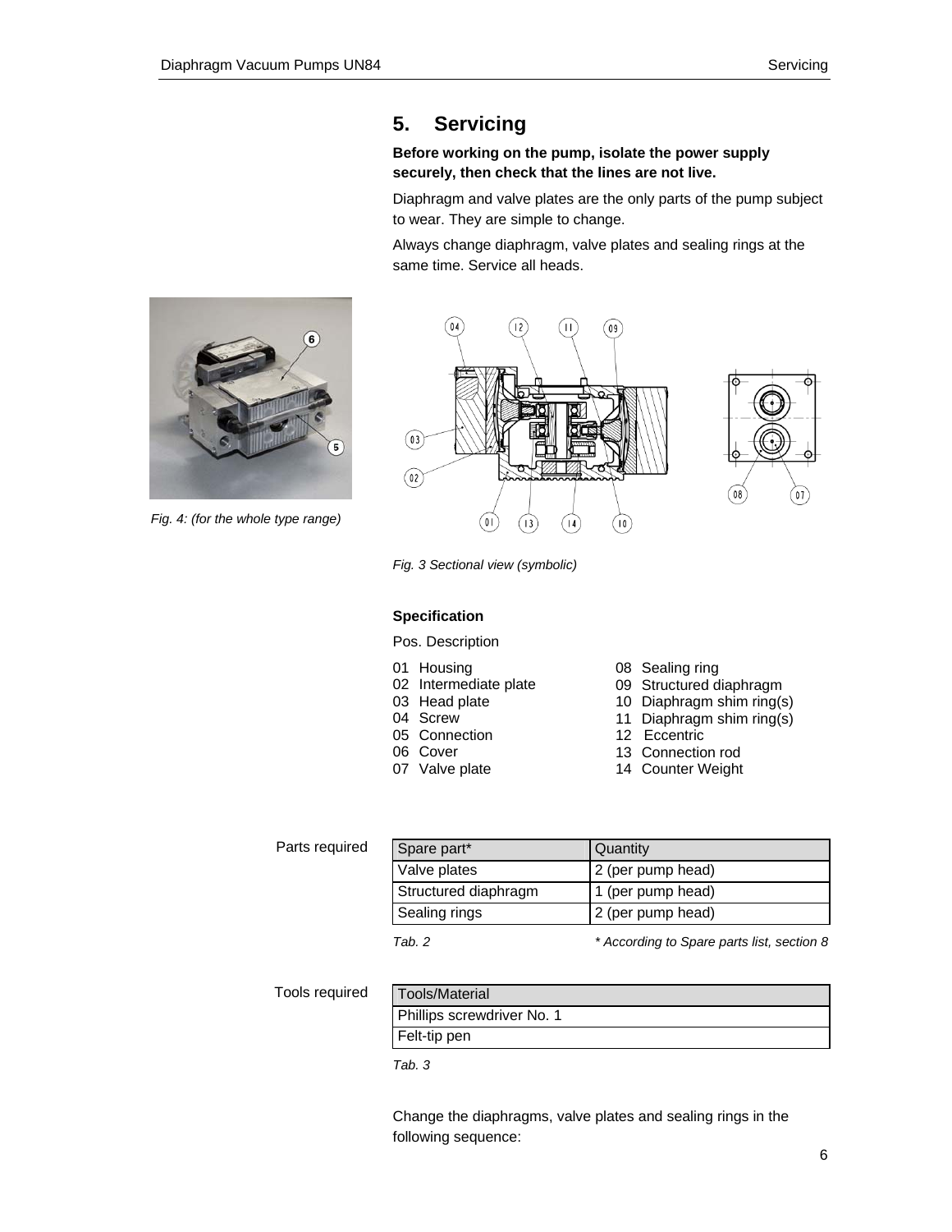# 5. Servicing

**Before working on the pump, isolate the power supply securely, then check that the lines are not live.**

Diaphragm and valve plates are the only parts of the pump subject to wear. They are simple to change.

Always change diaphragm, valve plates and sealing rings at the same time. Service all heads.

*Fig. 4: (for the whole type range)*

*Fig. 3 Sectional view (symbolic)*

### Specification

Pos. Description

- 01 Housing
- 02 Intermediate plate
- 03 Head plate
- 04 Screw
- 05 Connection
- 06 Cover
- 07 Valve plate
- 08 Sealing ring
- 09 Structured diaphragm
- 10 Diaphragm shim ring(s)
- 11 Diaphragm shim ring(s)
- 12 Eccentric
- 13 Connection rod
- 14 Counter Weight

Parts required

| Spare part* | Quantity |
|---|---|
| Valve plates | 2 (per pump head) |
| Structured diaphragm | 1 (per pump head) |
| Sealing rings | 2 (per pump head) |

*Tab. 2* *\* According to Spare parts list, section 8*

Tools required

| Tools/Material |
|---|
| Phillips screwdriver No. 1 |
| Felt-tip pen |

*Tab. 3*

Change the diaphragms, valve plates and sealing rings in the following sequence: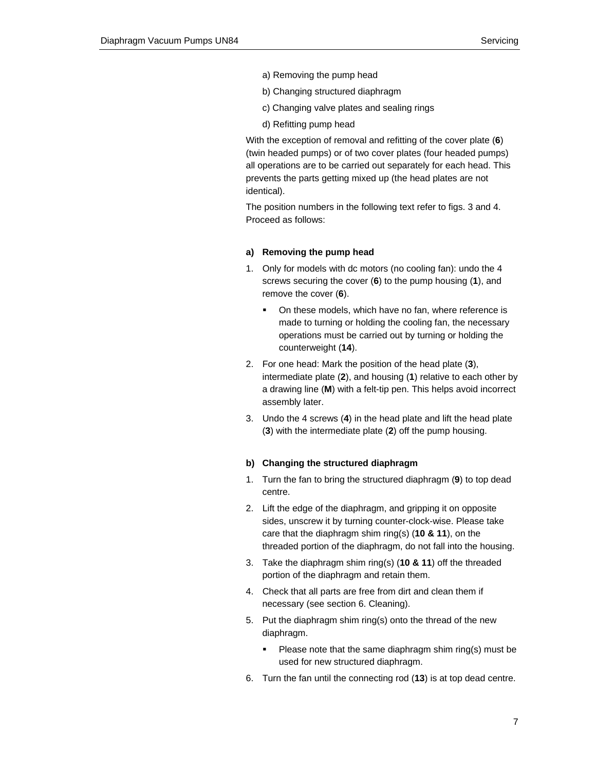a) Removing the pump head

b) Changing structured diaphragm

c) Changing valve plates and sealing rings

d) Refitting pump head

With the exception of removal and refitting of the cover plate (**6**) (twin headed pumps) or of two cover plates (four headed pumps) all operations are to be carried out separately for each head. This prevents the parts getting mixed up (the head plates are not identical).

The position numbers in the following text refer to figs. 3 and 4. Proceed as follows:

#### a) Removing the pump head

1. Only for models with dc motors (no cooling fan): undo the 4 screws securing the cover (**6**) to the pump housing (**1**), and remove the cover (**6**).
   - On these models, which have no fan, where reference is made to turning or holding the cooling fan, the necessary operations must be carried out by turning or holding the counterweight (**14**).
2. For one head: Mark the position of the head plate (**3**), intermediate plate (**2**), and housing (**1**) relative to each other by a drawing line (**M**) with a felt-tip pen. This helps avoid incorrect assembly later.
3. Undo the 4 screws (**4**) in the head plate and lift the head plate (**3**) with the intermediate plate (**2**) off the pump housing.

#### b) Changing the structured diaphragm

1. Turn the fan to bring the structured diaphragm (**9**) to top dead centre.
2. Lift the edge of the diaphragm, and gripping it on opposite sides, unscrew it by turning counter-clock-wise. Please take care that the diaphragm shim ring(s) (**10 & 11**), on the threaded portion of the diaphragm, do not fall into the housing.
3. Take the diaphragm shim ring(s) (**10 & 11**) off the threaded portion of the diaphragm and retain them.
4. Check that all parts are free from dirt and clean them if necessary (see section 6. Cleaning).
5. Put the diaphragm shim ring(s) onto the thread of the new diaphragm.
   - Please note that the same diaphragm shim ring(s) must be used for new structured diaphragm.
6. Turn the fan until the connecting rod (**13**) is at top dead centre.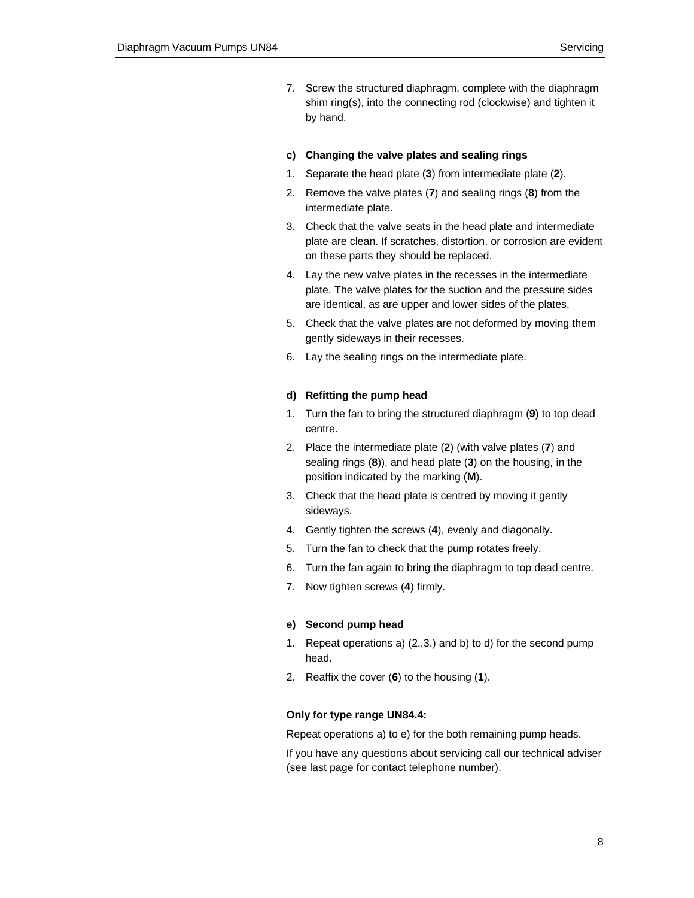7. Screw the structured diaphragm, complete with the diaphragm shim ring(s), into the connecting rod (clockwise) and tighten it by hand.

**c) Changing the valve plates and sealing rings**

1. Separate the head plate (**3**) from intermediate plate (**2**).
2. Remove the valve plates (**7**) and sealing rings (**8**) from the intermediate plate.
3. Check that the valve seats in the head plate and intermediate plate are clean. If scratches, distortion, or corrosion are evident on these parts they should be replaced.
4. Lay the new valve plates in the recesses in the intermediate plate. The valve plates for the suction and the pressure sides are identical, as are upper and lower sides of the plates.
5. Check that the valve plates are not deformed by moving them gently sideways in their recesses.
6. Lay the sealing rings on the intermediate plate.

**d) Refitting the pump head**

1. Turn the fan to bring the structured diaphragm (**9**) to top dead centre.
2. Place the intermediate plate (**2**) (with valve plates (**7**) and sealing rings (**8**)), and head plate (**3**) on the housing, in the position indicated by the marking (**M**).
3. Check that the head plate is centred by moving it gently sideways.
4. Gently tighten the screws (**4**), evenly and diagonally.
5. Turn the fan to check that the pump rotates freely.
6. Turn the fan again to bring the diaphragm to top dead centre.
7. Now tighten screws (**4**) firmly.

**e) Second pump head**

1. Repeat operations a) (2.,3.) and b) to d) for the second pump head.
2. Reaffix the cover (**6**) to the housing (**1**).

**Only for type range UN84.4:**

Repeat operations a) to e) for the both remaining pump heads.

If you have any questions about servicing call our technical adviser (see last page for contact telephone number).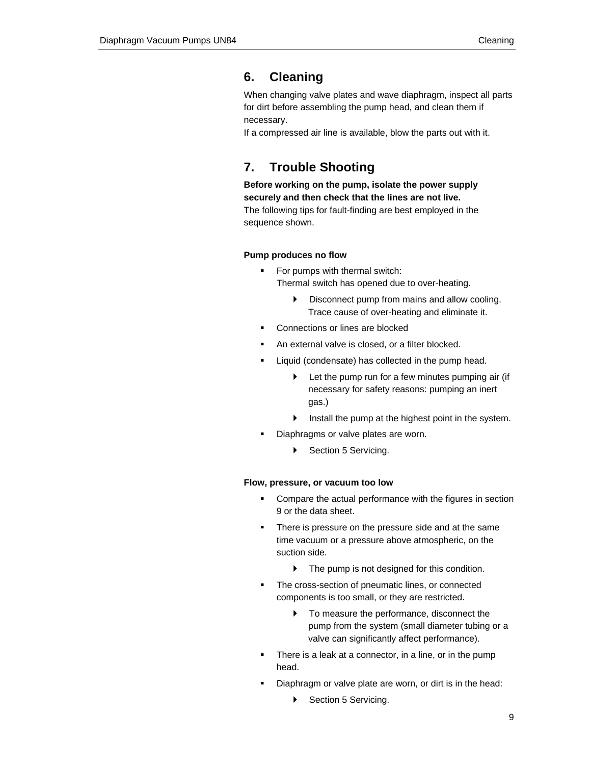## 6. Cleaning

When changing valve plates and wave diaphragm, inspect all parts for dirt before assembling the pump head, and clean them if necessary.

If a compressed air line is available, blow the parts out with it.

## 7. Trouble Shooting

**Before working on the pump, isolate the power supply securely and then check that the lines are not live.**

The following tips for fault-finding are best employed in the sequence shown.

#### Pump produces no flow

- For pumps with thermal switch:
  Thermal switch has opened due to over-heating.
  - Disconnect pump from mains and allow cooling. Trace cause of over-heating and eliminate it.
- Connections or lines are blocked
- An external valve is closed, or a filter blocked.
- Liquid (condensate) has collected in the pump head.
  - Let the pump run for a few minutes pumping air (if necessary for safety reasons: pumping an inert gas.)
  - Install the pump at the highest point in the system.
- Diaphragms or valve plates are worn.
  - Section 5 Servicing.

#### Flow, pressure, or vacuum too low

- Compare the actual performance with the figures in section 9 or the data sheet.
- There is pressure on the pressure side and at the same time vacuum or a pressure above atmospheric, on the suction side.
  - The pump is not designed for this condition.
- The cross-section of pneumatic lines, or connected components is too small, or they are restricted.
  - To measure the performance, disconnect the pump from the system (small diameter tubing or a valve can significantly affect performance).
- There is a leak at a connector, in a line, or in the pump head.
- Diaphragm or valve plate are worn, or dirt is in the head:
  - Section 5 Servicing.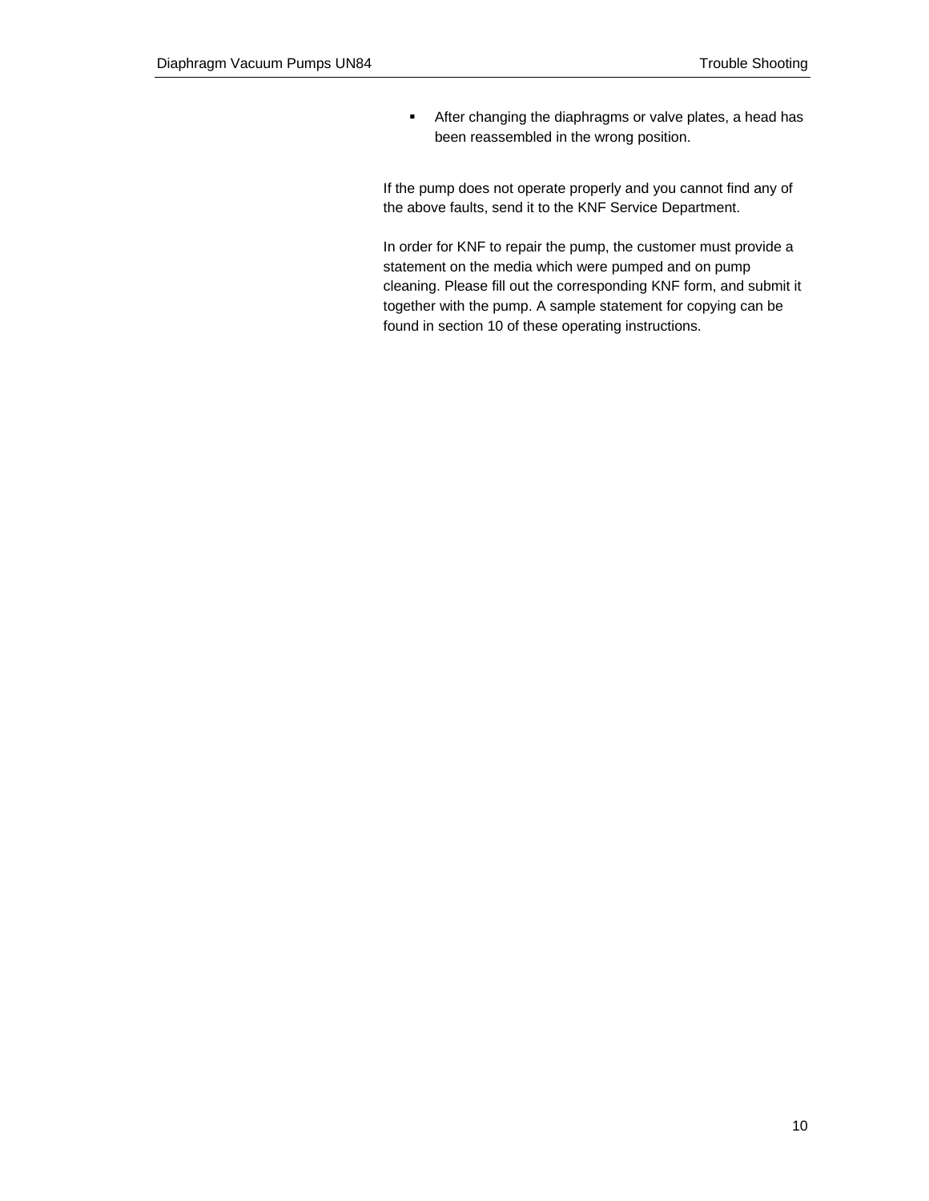- After changing the diaphragms or valve plates, a head has been reassembled in the wrong position.

If the pump does not operate properly and you cannot find any of the above faults, send it to the KNF Service Department.

In order for KNF to repair the pump, the customer must provide a statement on the media which were pumped and on pump cleaning. Please fill out the corresponding KNF form, and submit it together with the pump. A sample statement for copying can be found in section 10 of these operating instructions.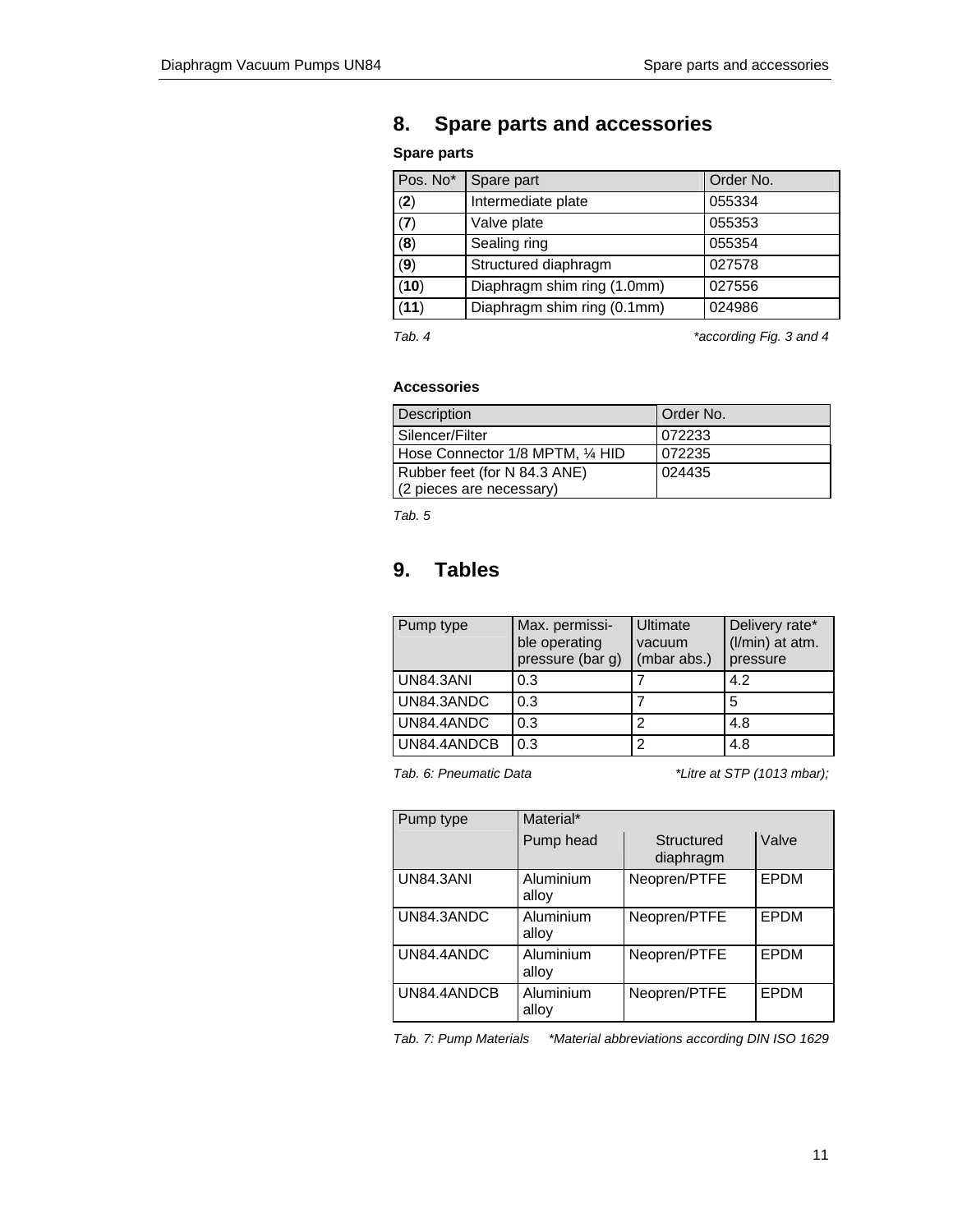# 8. Spare parts and accessories

**Spare parts**

| Pos. No* | Spare part | Order No. |
|---|---|---|
| (**2**) | Intermediate plate | 055334 |
| (**7**) | Valve plate | 055353 |
| (**8**) | Sealing ring | 055354 |
| (**9**) | Structured diaphragm | 027578 |
| (**10**) | Diaphragm shim ring (1.0mm) | 027556 |
| (**11**) | Diaphragm shim ring (0.1mm) | 024986 |

*Tab. 4* *\*according Fig. 3 and 4*

**Accessories**

| Description | Order No. |
|---|---|
| Silencer/Filter | 072233 |
| Hose Connector 1/8 MPTM, ¼ HID | 072235 |
| Rubber feet (for N 84.3 ANE) (2 pieces are necessary) | 024435 |

*Tab. 5*

# 9. Tables

| Pump type | Max. permissible operating pressure (bar g) | Ultimate vacuum (mbar abs.) | Delivery rate* (l/min) at atm. pressure |
|---|---|---|---|
| UN84.3ANI | 0.3 | 7 | 4.2 |
| UN84.3ANDC | 0.3 | 7 | 5 |
| UN84.4ANDC | 0.3 | 2 | 4.8 |
| UN84.4ANDCB | 0.3 | 2 | 4.8 |

*Tab. 6: Pneumatic Data* *\*Litre at STP (1013 mbar);*

| Pump type | Material* | | |
|---|---|---|---|
| | Pump head | Structured diaphragm | Valve |
| UN84.3ANI | Aluminium alloy | Neopren/PTFE | EPDM |
| UN84.3ANDC | Aluminium alloy | Neopren/PTFE | EPDM |
| UN84.4ANDC | Aluminium alloy | Neopren/PTFE | EPDM |
| UN84.4ANDCB | Aluminium alloy | Neopren/PTFE | EPDM |

*Tab. 7: Pump Materials* *\*Material abbreviations according DIN ISO 1629*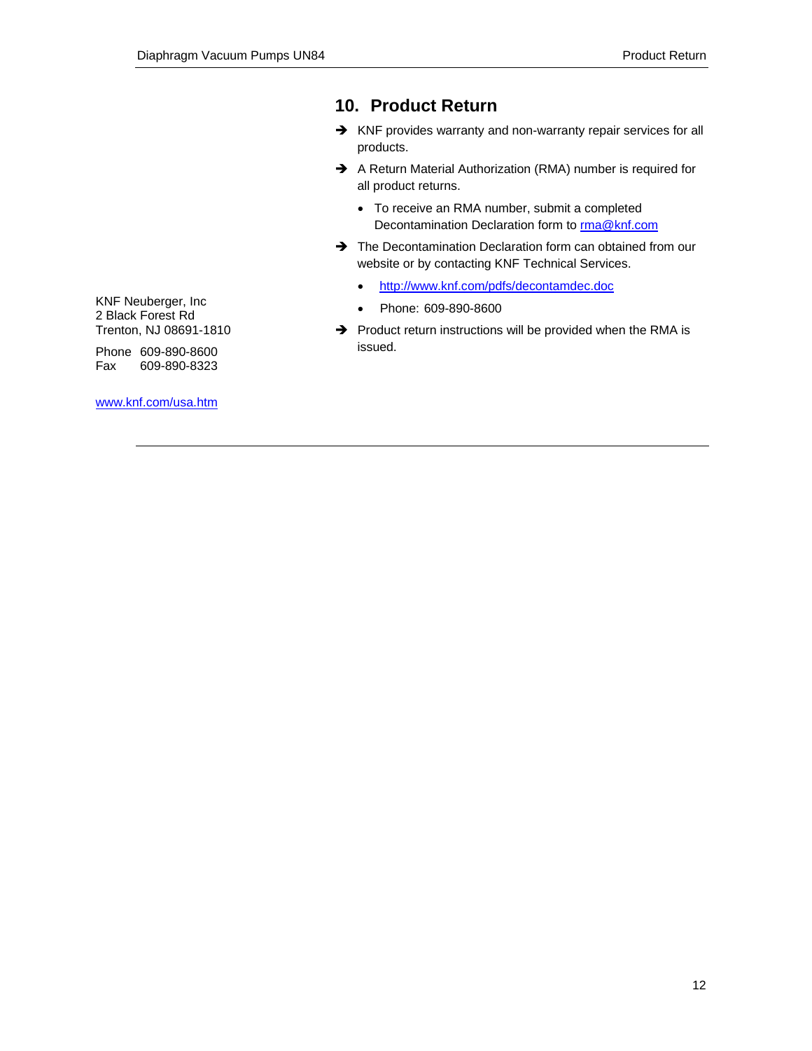## 10. Product Return

- KNF provides warranty and non-warranty repair services for all products.
- A Return Material Authorization (RMA) number is required for all product returns.
  - To receive an RMA number, submit a completed Decontamination Declaration form to [rma@knf.com](mailto:rma@knf.com)
- The Decontamination Declaration form can obtained from our website or by contacting KNF Technical Services.
  - [http://www.knf.com/pdfs/decontamdec.doc](http://www.knf.com/pdfs/decontamdec.doc)
  - Phone: 609-890-8600
- Product return instructions will be provided when the RMA is issued.

KNF Neuberger, Inc
2 Black Forest Rd
Trenton, NJ 08691-1810

Phone 609-890-8600
Fax 609-890-8323

[www.knf.com/usa.htm](http://www.knf.com/usa.htm)